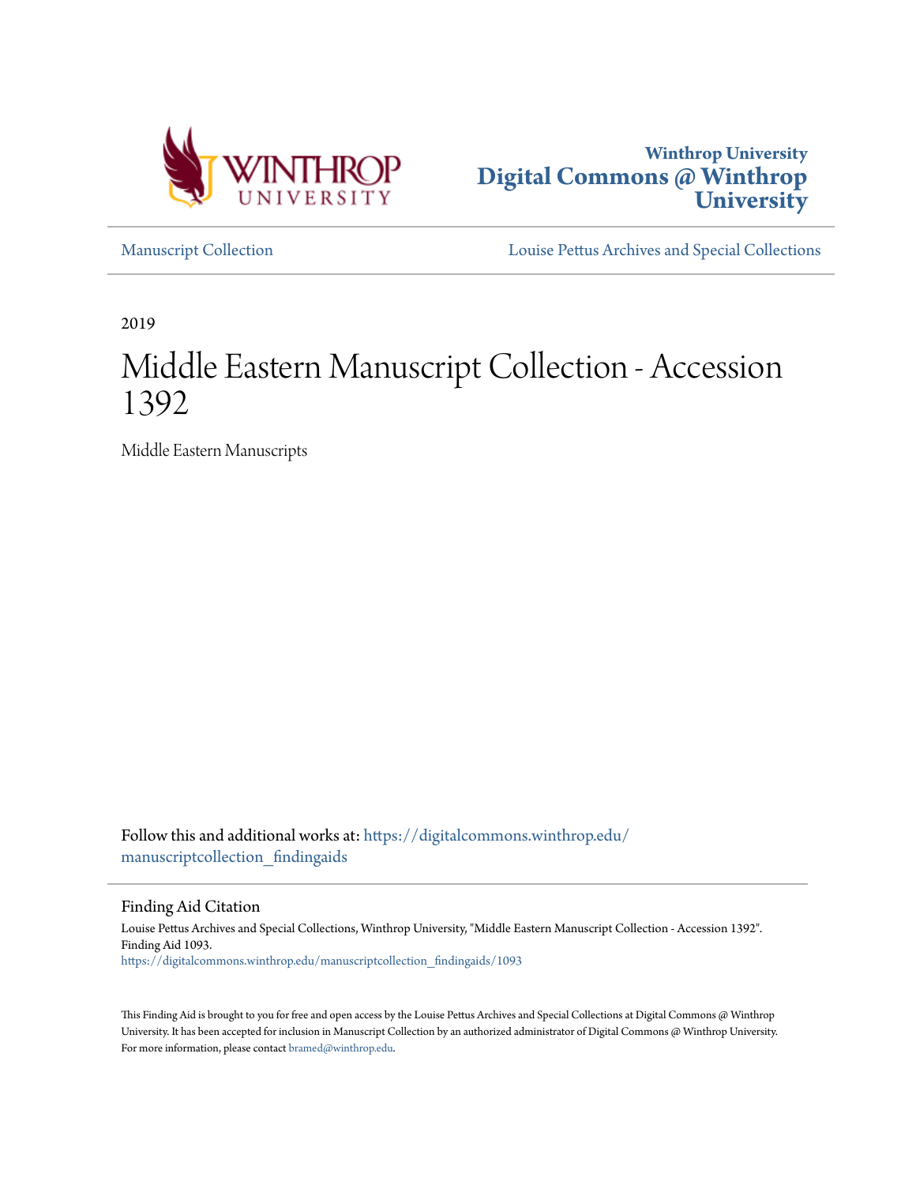Winthrop University
**Digital Commons @ Winthrop University**

Manuscript Collection | Louise Pettus Archives and Special Collections

2019

# Middle Eastern Manuscript Collection - Accession 1392

Middle Eastern Manuscripts

Follow this and additional works at: https://digitalcommons.winthrop.edu/manuscriptcollection_findingaids

## Finding Aid Citation

Louise Pettus Archives and Special Collections, Winthrop University, "Middle Eastern Manuscript Collection - Accession 1392". Finding Aid 1093.
https://digitalcommons.winthrop.edu/manuscriptcollection_findingaids/1093

This Finding Aid is brought to you for free and open access by the Louise Pettus Archives and Special Collections at Digital Commons @ Winthrop University. It has been accepted for inclusion in Manuscript Collection by an authorized administrator of Digital Commons @ Winthrop University. For more information, please contact bramed@winthrop.edu.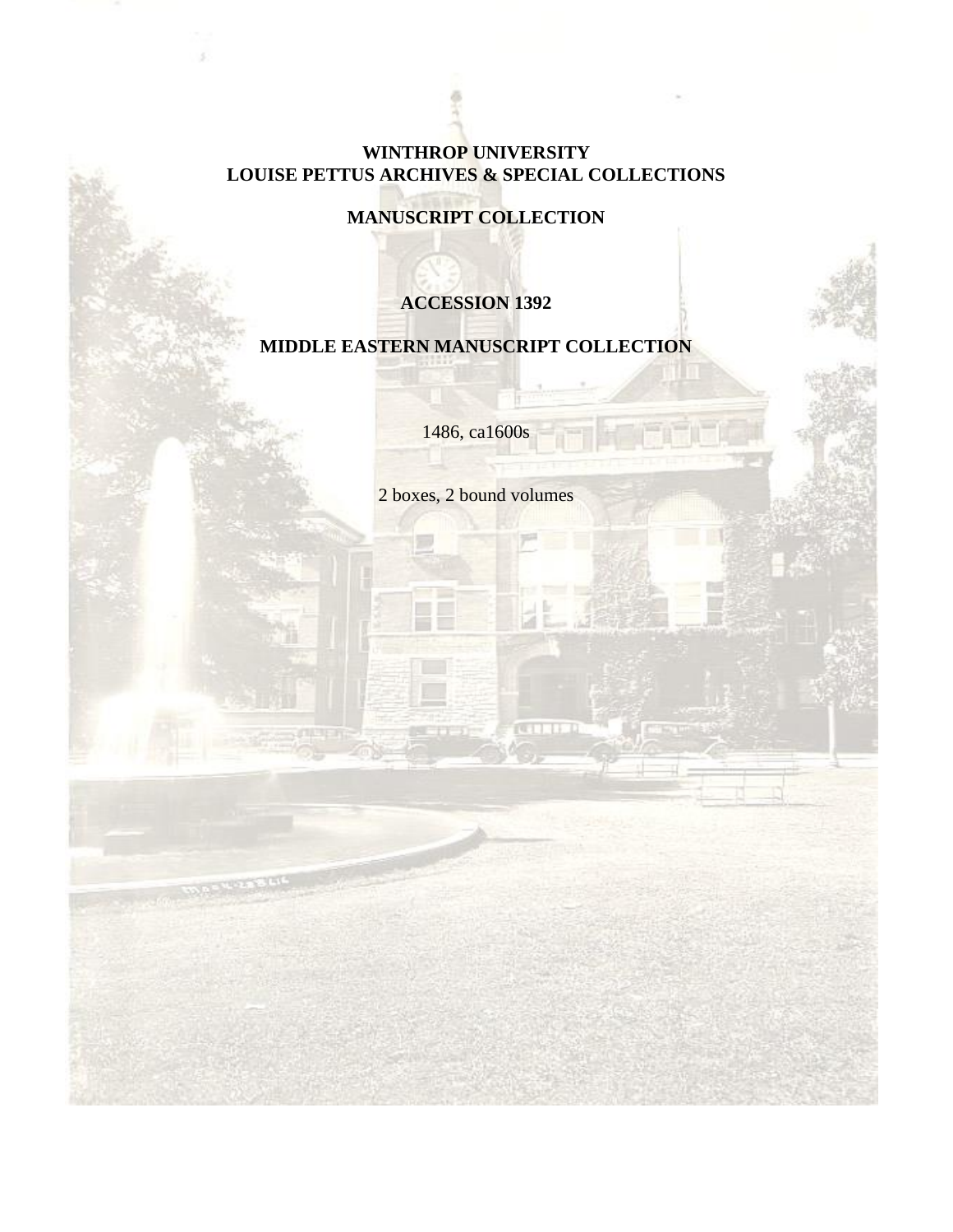**WINTHROP UNIVERSITY**
**LOUISE PETTUS ARCHIVES & SPECIAL COLLECTIONS**

**MANUSCRIPT COLLECTION**

**ACCESSION 1392**

**MIDDLE EASTERN MANUSCRIPT COLLECTION**

1486, ca1600s

2 boxes, 2 bound volumes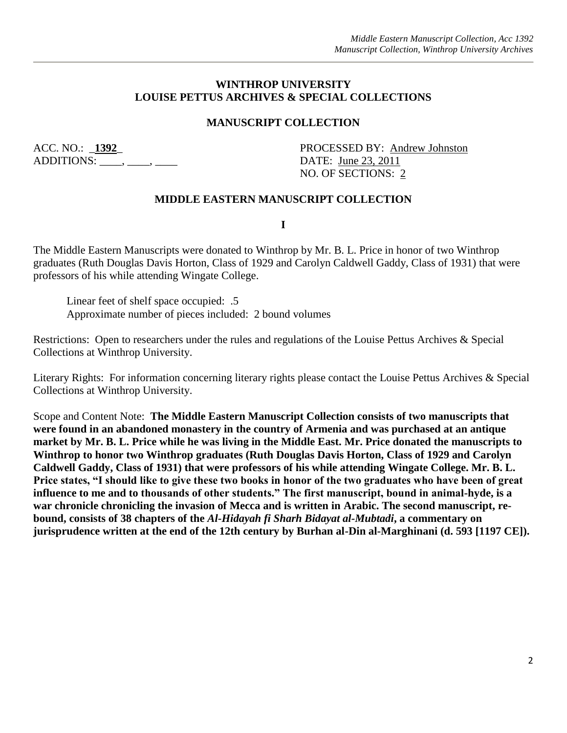**WINTHROP UNIVERSITY**
**LOUISE PETTUS ARCHIVES & SPECIAL COLLECTIONS**

**MANUSCRIPT COLLECTION**

ACC. NO.: **1392**
ADDITIONS: ____, ____, ____

PROCESSED BY: Andrew Johnston
DATE: June 23, 2011
NO. OF SECTIONS: 2

**MIDDLE EASTERN MANUSCRIPT COLLECTION**

**I**

The Middle Eastern Manuscripts were donated to Winthrop by Mr. B. L. Price in honor of two Winthrop graduates (Ruth Douglas Davis Horton, Class of 1929 and Carolyn Caldwell Gaddy, Class of 1931) that were professors of his while attending Wingate College.

Linear feet of shelf space occupied: .5
Approximate number of pieces included: 2 bound volumes

Restrictions: Open to researchers under the rules and regulations of the Louise Pettus Archives & Special Collections at Winthrop University.

Literary Rights: For information concerning literary rights please contact the Louise Pettus Archives & Special Collections at Winthrop University.

Scope and Content Note: **The Middle Eastern Manuscript Collection consists of two manuscripts that were found in an abandoned monastery in the country of Armenia and was purchased at an antique market by Mr. B. L. Price while he was living in the Middle East. Mr. Price donated the manuscripts to Winthrop to honor two Winthrop graduates (Ruth Douglas Davis Horton, Class of 1929 and Carolyn Caldwell Gaddy, Class of 1931) that were professors of his while attending Wingate College. Mr. B. L. Price states, "I should like to give these two books in honor of the two graduates who have been of great influence to me and to thousands of other students." The first manuscript, bound in animal-hyde, is a war chronicle chronicling the invasion of Mecca and is written in Arabic. The second manuscript, re-bound, consists of 38 chapters of the *Al-Hidayah fi Sharh Bidayat al-Mubtadi*, a commentary on jurisprudence written at the end of the 12th century by Burhan al-Din al-Marghinani (d. 593 [1197 CE]).**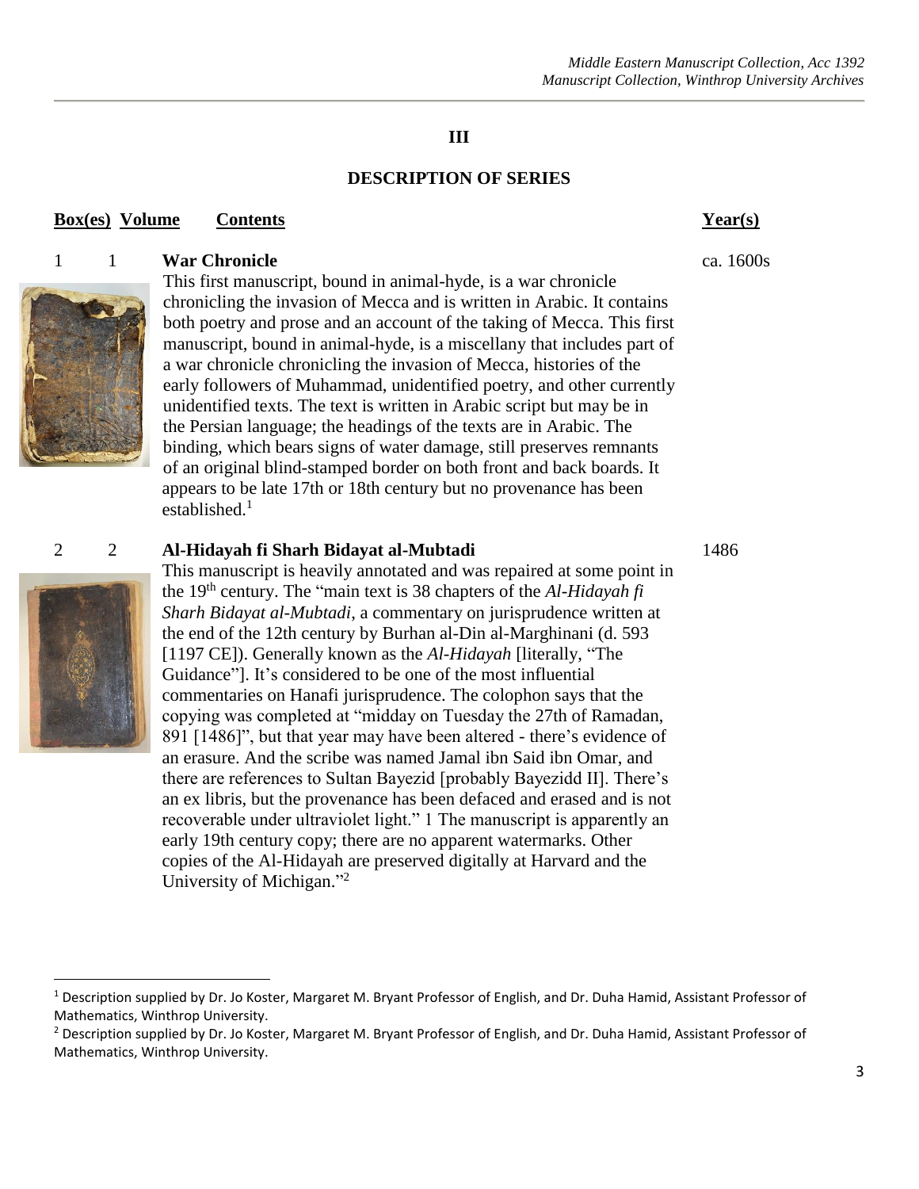**III**

**DESCRIPTION OF SERIES**

| Box(es) | Volume | Contents | Year(s) |
| --- | --- | --- | --- |
| 1 | 1 | **War Chronicle** This first manuscript, bound in animal-hyde, is a war chronicle chronicling the invasion of Mecca and is written in Arabic. It contains both poetry and prose and an account of the taking of Mecca. This first manuscript, bound in animal-hyde, is a miscellany that includes part of a war chronicle chronicling the invasion of Mecca, histories of the early followers of Muhammad, unidentified poetry, and other currently unidentified texts. The text is written in Arabic script but may be in the Persian language; the headings of the texts are in Arabic. The binding, which bears signs of water damage, still preserves remnants of an original blind-stamped border on both front and back boards. It appears to be late 17th or 18th century but no provenance has been established.[1] | ca. 1600s |
| 2 | 2 | **Al-Hidayah fi Sharh Bidayat al-Mubtadi** This manuscript is heavily annotated and was repaired at some point in the 19th century. The "main text is 38 chapters of the *Al-Hidayah fi Sharh Bidayat al-Mubtadi*, a commentary on jurisprudence written at the end of the 12th century by Burhan al-Din al-Marghinani (d. 593 [1197 CE]). Generally known as the *Al-Hidayah* [literally, "The Guidance"]. It's considered to be one of the most influential commentaries on Hanafi jurisprudence. The colophon says that the copying was completed at "midday on Tuesday the 27th of Ramadan, 891 [1486]", but that year may have been altered - there's evidence of an erasure. And the scribe was named Jamal ibn Said ibn Omar, and there are references to Sultan Bayezid [probably Bayezidd II]. There's an ex libris, but the provenance has been defaced and erased and is not recoverable under ultraviolet light." 1 The manuscript is apparently an early 19th century copy; there are no apparent watermarks. Other copies of the Al-Hidayah are preserved digitally at Harvard and the University of Michigan."[2] | 1486 |

[1] Description supplied by Dr. Jo Koster, Margaret M. Bryant Professor of English, and Dr. Duha Hamid, Assistant Professor of Mathematics, Winthrop University.

[2] Description supplied by Dr. Jo Koster, Margaret M. Bryant Professor of English, and Dr. Duha Hamid, Assistant Professor of Mathematics, Winthrop University.